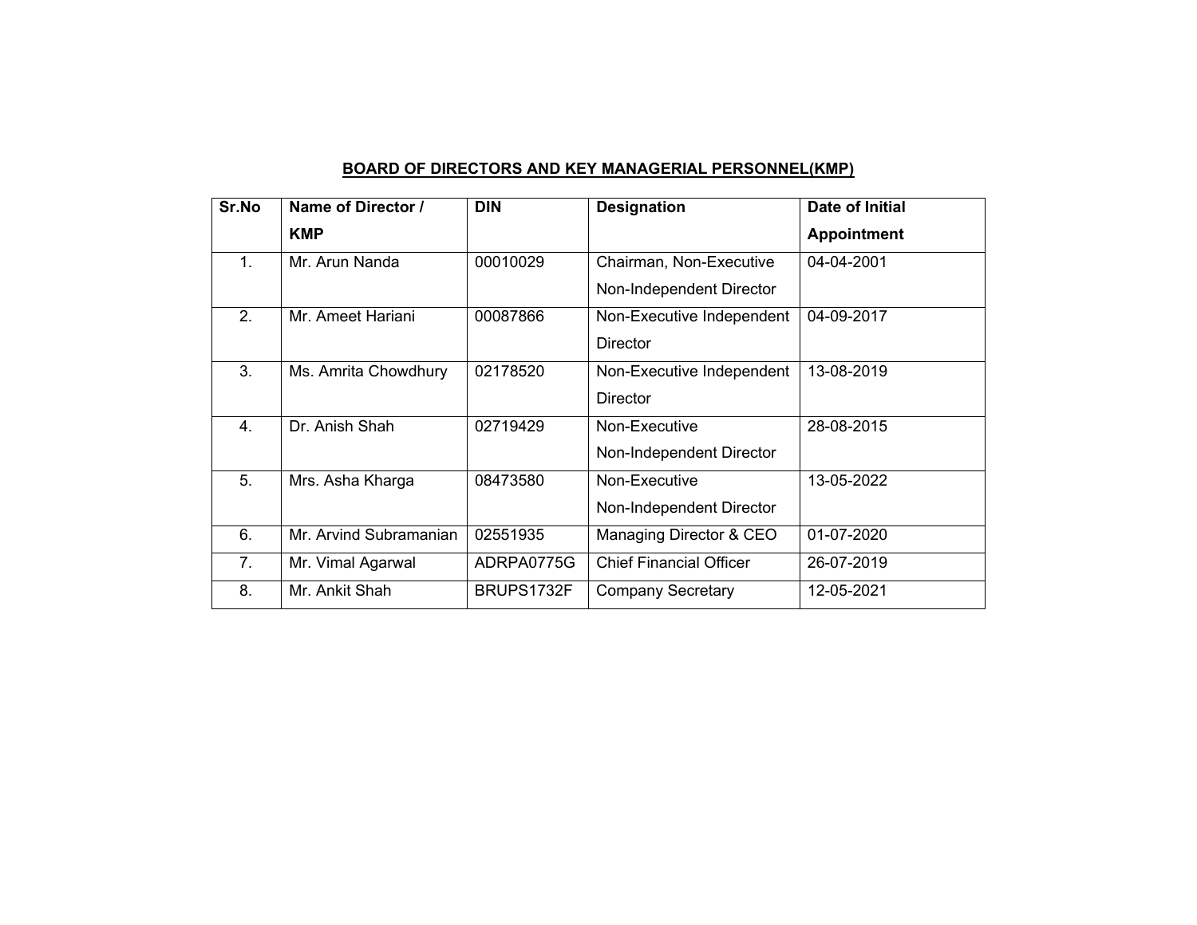**BOARD OF DIRECTORS AND KEY MANAGERIAL PERSONNEL(KMP)**

| Sr.No | Name of Director / KMP | DIN | Designation | Date of Initial Appointment |
|---|---|---|---|---|
| 1. | Mr. Arun Nanda | 00010029 | Chairman, Non-Executive Non-Independent Director | 04-04-2001 |
| 2. | Mr. Ameet Hariani | 00087866 | Non-Executive Independent Director | 04-09-2017 |
| 3. | Ms. Amrita Chowdhury | 02178520 | Non-Executive Independent Director | 13-08-2019 |
| 4. | Dr. Anish Shah | 02719429 | Non-Executive Non-Independent Director | 28-08-2015 |
| 5. | Mrs. Asha Kharga | 08473580 | Non-Executive Non-Independent Director | 13-05-2022 |
| 6. | Mr. Arvind Subramanian | 02551935 | Managing Director & CEO | 01-07-2020 |
| 7. | Mr. Vimal Agarwal | ADRPA0775G | Chief Financial Officer | 26-07-2019 |
| 8. | Mr. Ankit Shah | BRUPS1732F | Company Secretary | 12-05-2021 |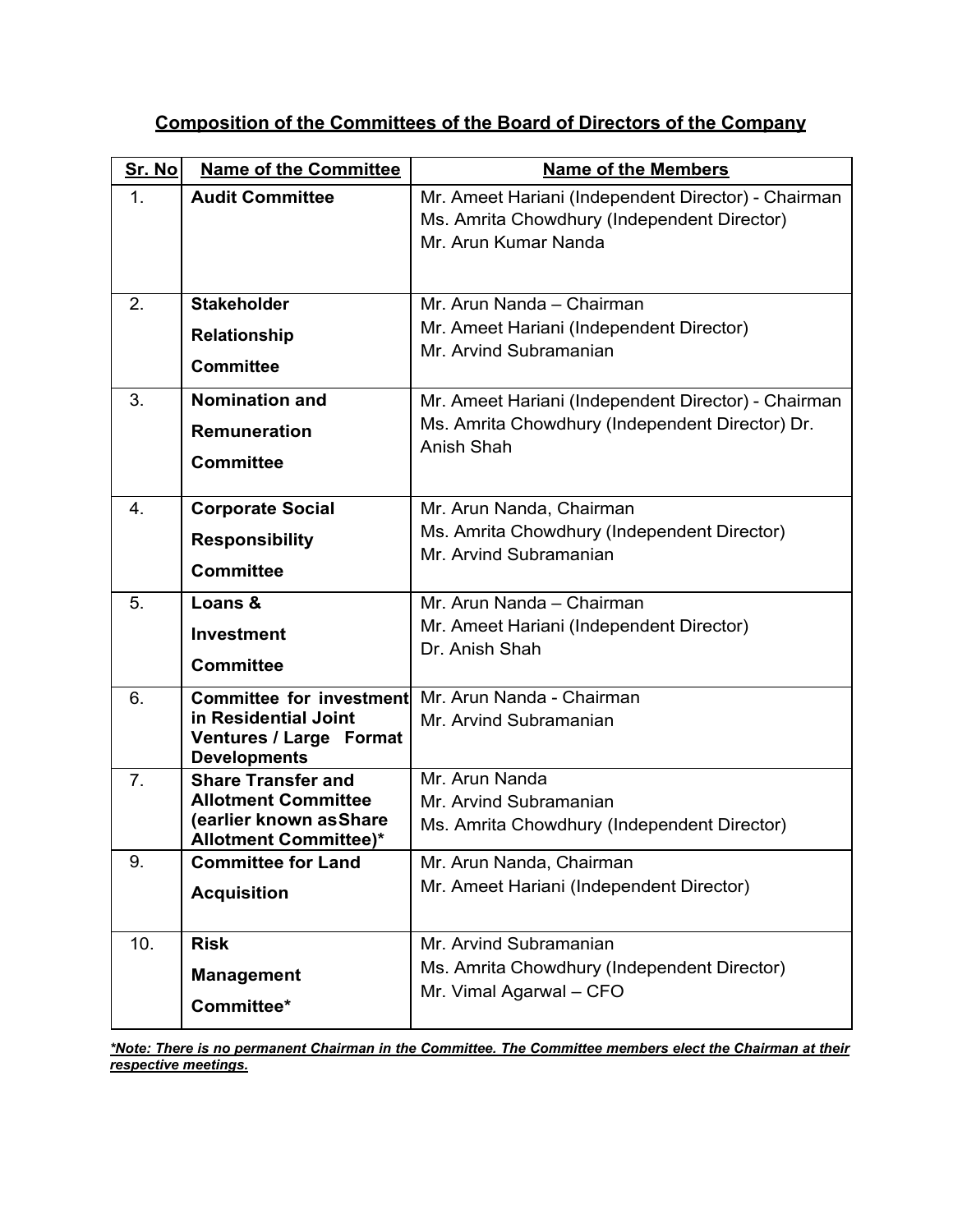## Composition of the Committees of the Board of Directors of the Company

| Sr. No | Name of the Committee | Name of the Members |
|---|---|---|
| 1. | **Audit Committee** | Mr. Ameet Hariani (Independent Director) - Chairman<br>Ms. Amrita Chowdhury (Independent Director)<br>Mr. Arun Kumar Nanda |
| 2. | **Stakeholder Relationship Committee** | Mr. Arun Nanda – Chairman<br>Mr. Ameet Hariani (Independent Director)<br>Mr. Arvind Subramanian |
| 3. | **Nomination and Remuneration Committee** | Mr. Ameet Hariani (Independent Director) - Chairman<br>Ms. Amrita Chowdhury (Independent Director) Dr. Anish Shah |
| 4. | **Corporate Social Responsibility Committee** | Mr. Arun Nanda, Chairman<br>Ms. Amrita Chowdhury (Independent Director)<br>Mr. Arvind Subramanian |
| 5. | **Loans & Investment Committee** | Mr. Arun Nanda – Chairman<br>Mr. Ameet Hariani (Independent Director)<br>Dr. Anish Shah |
| 6. | **Committee for investment in Residential Joint Ventures / Large Format Developments** | Mr. Arun Nanda - Chairman<br>Mr. Arvind Subramanian |
| 7. | **Share Transfer and Allotment Committee (earlier known asShare Allotment Committee)*** | Mr. Arun Nanda<br>Mr. Arvind Subramanian<br>Ms. Amrita Chowdhury (Independent Director) |
| 9. | **Committee for Land Acquisition** | Mr. Arun Nanda, Chairman<br>Mr. Ameet Hariani (Independent Director) |
| 10. | **Risk Management Committee*** | Mr. Arvind Subramanian<br>Ms. Amrita Chowdhury (Independent Director)<br>Mr. Vimal Agarwal – CFO |

***Note: There is no permanent Chairman in the Committee. The Committee members elect the Chairman at their respective meetings.***